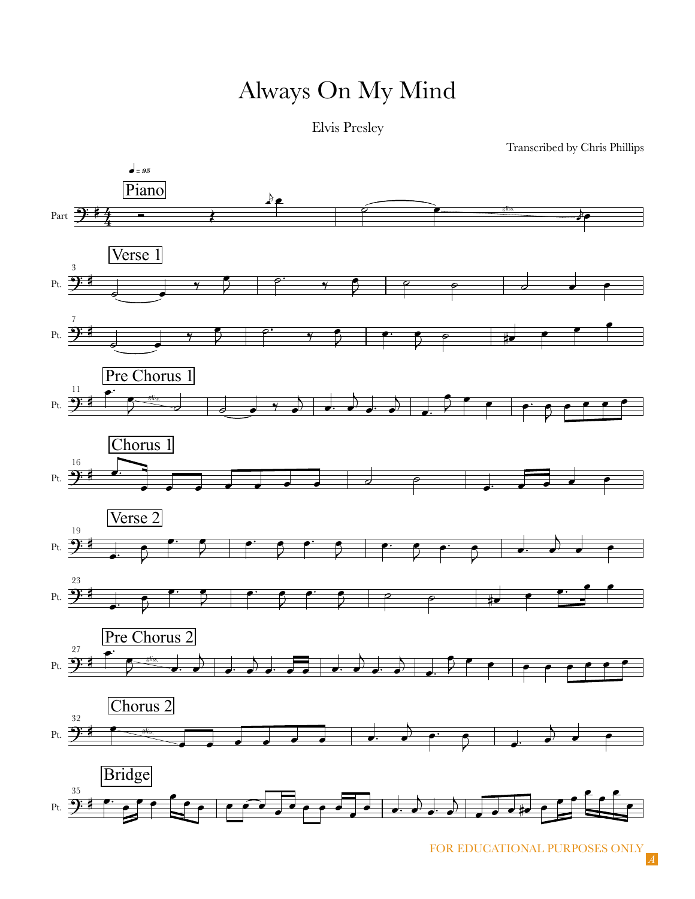# Always On My Mind

Elvis Presley

Transcribed by Chris Phillips

FOR EDUCATIONAL PURPOSES ONLY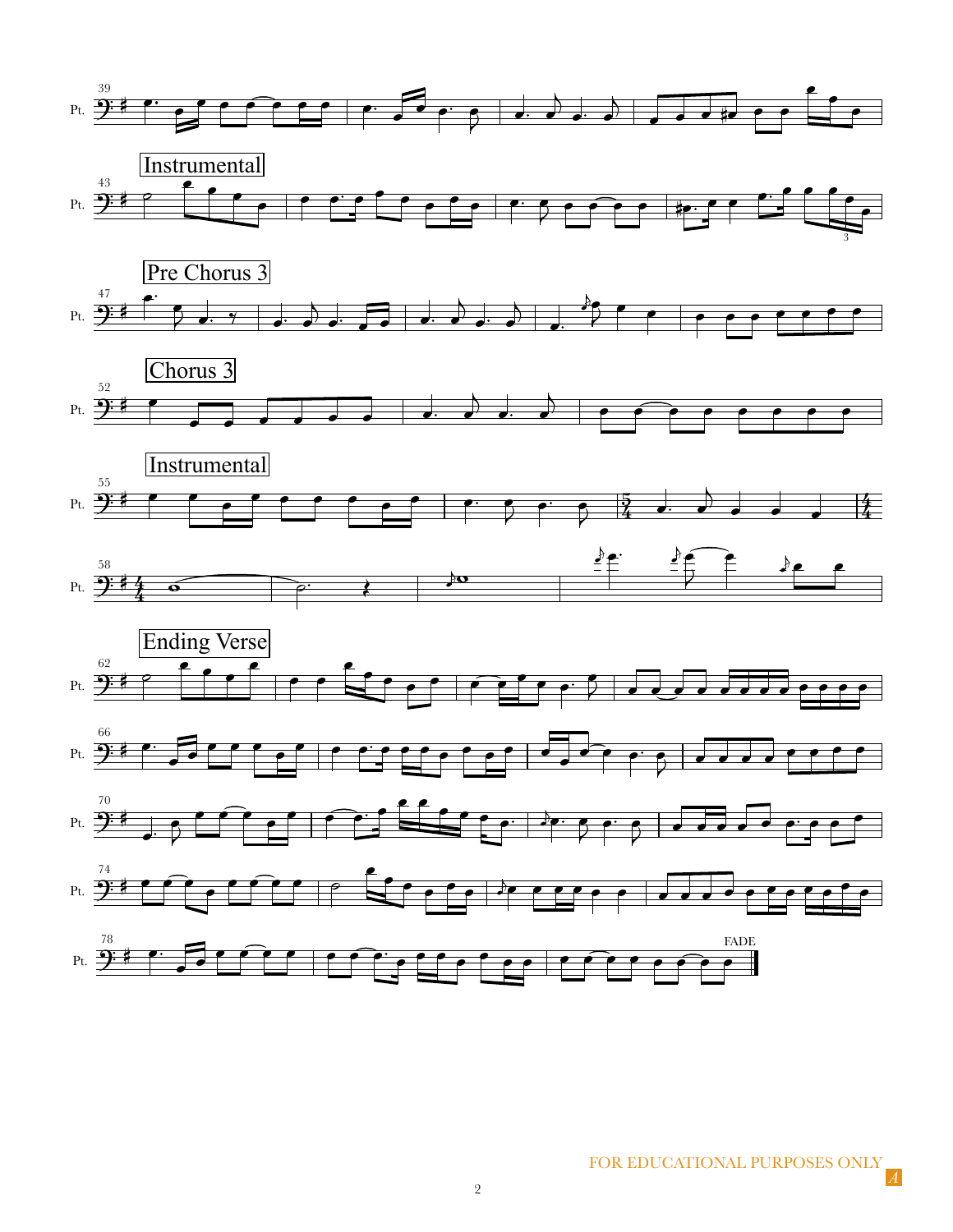Instrumental

Pre Chorus 3

Chorus 3

Instrumental

Ending Verse

FADE

FOR EDUCATIONAL PURPOSES ONLY